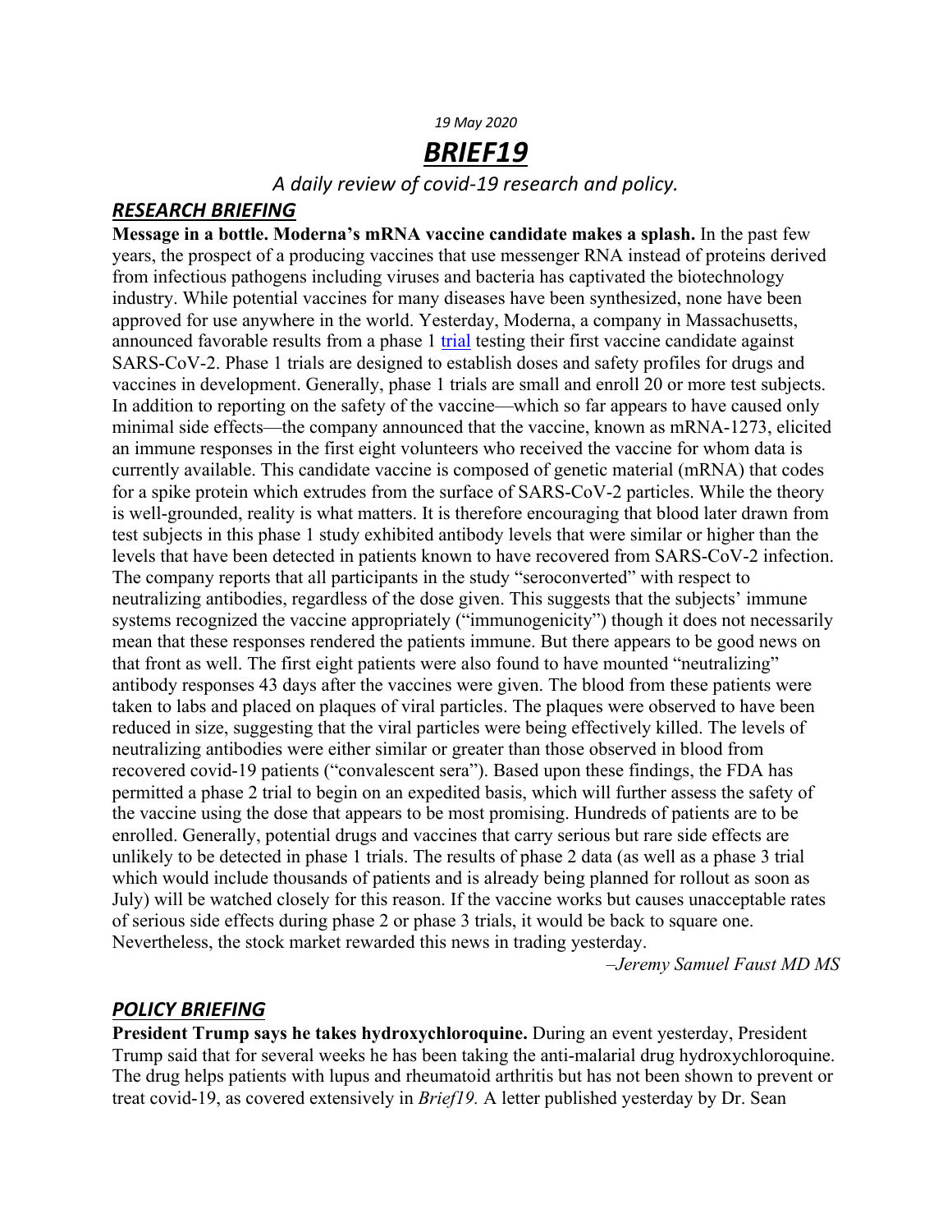*19 May 2020*

# ***BRIEF19***

*A daily review of covid-19 research and policy.*

## ***RESEARCH BRIEFING***

**Message in a bottle. Moderna's mRNA vaccine candidate makes a splash.** In the past few years, the prospect of a producing vaccines that use messenger RNA instead of proteins derived from infectious pathogens including viruses and bacteria has captivated the biotechnology industry. While potential vaccines for many diseases have been synthesized, none have been approved for use anywhere in the world. Yesterday, Moderna, a company in Massachusetts, announced favorable results from a phase 1 trial testing their first vaccine candidate against SARS-CoV-2. Phase 1 trials are designed to establish doses and safety profiles for drugs and vaccines in development. Generally, phase 1 trials are small and enroll 20 or more test subjects. In addition to reporting on the safety of the vaccine—which so far appears to have caused only minimal side effects—the company announced that the vaccine, known as mRNA-1273, elicited an immune responses in the first eight volunteers who received the vaccine for whom data is currently available. This candidate vaccine is composed of genetic material (mRNA) that codes for a spike protein which extrudes from the surface of SARS-CoV-2 particles. While the theory is well-grounded, reality is what matters. It is therefore encouraging that blood later drawn from test subjects in this phase 1 study exhibited antibody levels that were similar or higher than the levels that have been detected in patients known to have recovered from SARS-CoV-2 infection. The company reports that all participants in the study "seroconverted" with respect to neutralizing antibodies, regardless of the dose given. This suggests that the subjects' immune systems recognized the vaccine appropriately ("immunogenicity") though it does not necessarily mean that these responses rendered the patients immune. But there appears to be good news on that front as well. The first eight patients were also found to have mounted "neutralizing" antibody responses 43 days after the vaccines were given. The blood from these patients were taken to labs and placed on plaques of viral particles. The plaques were observed to have been reduced in size, suggesting that the viral particles were being effectively killed. The levels of neutralizing antibodies were either similar or greater than those observed in blood from recovered covid-19 patients ("convalescent sera"). Based upon these findings, the FDA has permitted a phase 2 trial to begin on an expedited basis, which will further assess the safety of the vaccine using the dose that appears to be most promising. Hundreds of patients are to be enrolled. Generally, potential drugs and vaccines that carry serious but rare side effects are unlikely to be detected in phase 1 trials. The results of phase 2 data (as well as a phase 3 trial which would include thousands of patients and is already being planned for rollout as soon as July) will be watched closely for this reason. If the vaccine works but causes unacceptable rates of serious side effects during phase 2 or phase 3 trials, it would be back to square one. Nevertheless, the stock market rewarded this news in trading yesterday.

*–Jeremy Samuel Faust MD MS*

## ***POLICY BRIEFING***

**President Trump says he takes hydroxychloroquine.** During an event yesterday, President Trump said that for several weeks he has been taking the anti-malarial drug hydroxychloroquine. The drug helps patients with lupus and rheumatoid arthritis but has not been shown to prevent or treat covid-19, as covered extensively in *Brief19.* A letter published yesterday by Dr. Sean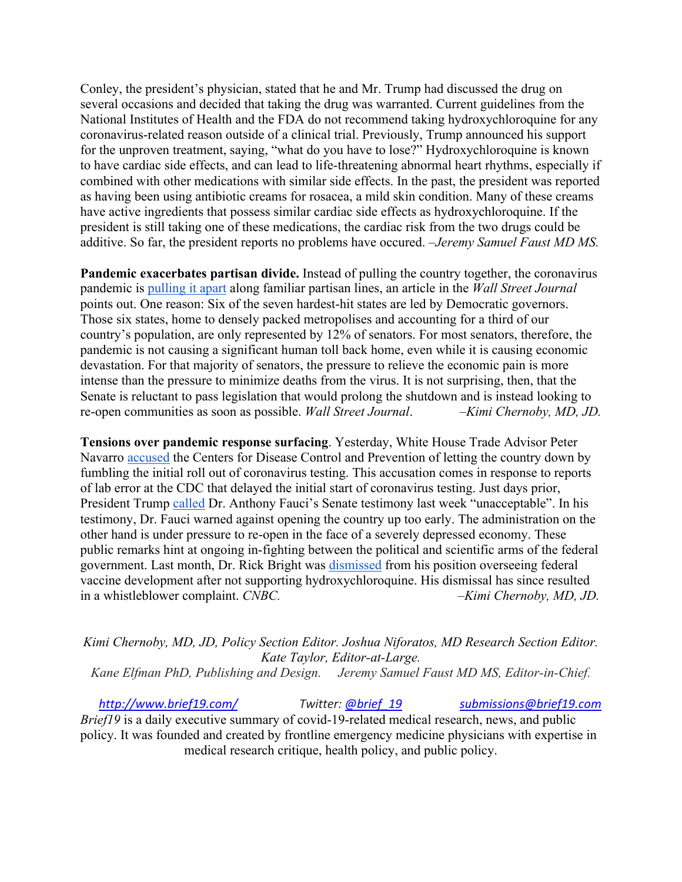Conley, the president's physician, stated that he and Mr. Trump had discussed the drug on several occasions and decided that taking the drug was warranted. Current guidelines from the National Institutes of Health and the FDA do not recommend taking hydroxychloroquine for any coronavirus-related reason outside of a clinical trial. Previously, Trump announced his support for the unproven treatment, saying, "what do you have to lose?" Hydroxychloroquine is known to have cardiac side effects, and can lead to life-threatening abnormal heart rhythms, especially if combined with other medications with similar side effects. In the past, the president was reported as having been using antibiotic creams for rosacea, a mild skin condition. Many of these creams have active ingredients that possess similar cardiac side effects as hydroxychloroquine. If the president is still taking one of these medications, the cardiac risk from the two drugs could be additive. So far, the president reports no problems have occured. *–Jeremy Samuel Faust MD MS.*

**Pandemic exacerbates partisan divide.** Instead of pulling the country together, the coronavirus pandemic is pulling it apart along familiar partisan lines, an article in the *Wall Street Journal* points out. One reason: Six of the seven hardest-hit states are led by Democratic governors. Those six states, home to densely packed metropolises and accounting for a third of our country's population, are only represented by 12% of senators. For most senators, therefore, the pandemic is not causing a significant human toll back home, even while it is causing economic devastation. For that majority of senators, the pressure to relieve the economic pain is more intense than the pressure to minimize deaths from the virus. It is not surprising, then, that the Senate is reluctant to pass legislation that would prolong the shutdown and is instead looking to re-open communities as soon as possible. *Wall Street Journal*. *–Kimi Chernoby, MD, JD.*

**Tensions over pandemic response surfacing**. Yesterday, White House Trade Advisor Peter Navarro accused the Centers for Disease Control and Prevention of letting the country down by fumbling the initial roll out of coronavirus testing. This accusation comes in response to reports of lab error at the CDC that delayed the initial start of coronavirus testing. Just days prior, President Trump called Dr. Anthony Fauci's Senate testimony last week "unacceptable". In his testimony, Dr. Fauci warned against opening the country up too early. The administration on the other hand is under pressure to re-open in the face of a severely depressed economy. These public remarks hint at ongoing in-fighting between the political and scientific arms of the federal government. Last month, Dr. Rick Bright was dismissed from his position overseeing federal vaccine development after not supporting hydroxychloroquine. His dismissal has since resulted in a whistleblower complaint. *CNBC.* *–Kimi Chernoby, MD, JD.*

*Kimi Chernoby, MD, JD, Policy Section Editor. Joshua Niforatos, MD Research Section Editor. Kate Taylor, Editor-at-Large.*
*Kane Elfman PhD, Publishing and Design. Jeremy Samuel Faust MD MS, Editor-in-Chief.*

*http://www.brief19.com/* *Twitter: @brief_19* *submissions@brief19.com*
*Brief19* is a daily executive summary of covid-19-related medical research, news, and public policy. It was founded and created by frontline emergency medicine physicians with expertise in medical research critique, health policy, and public policy.